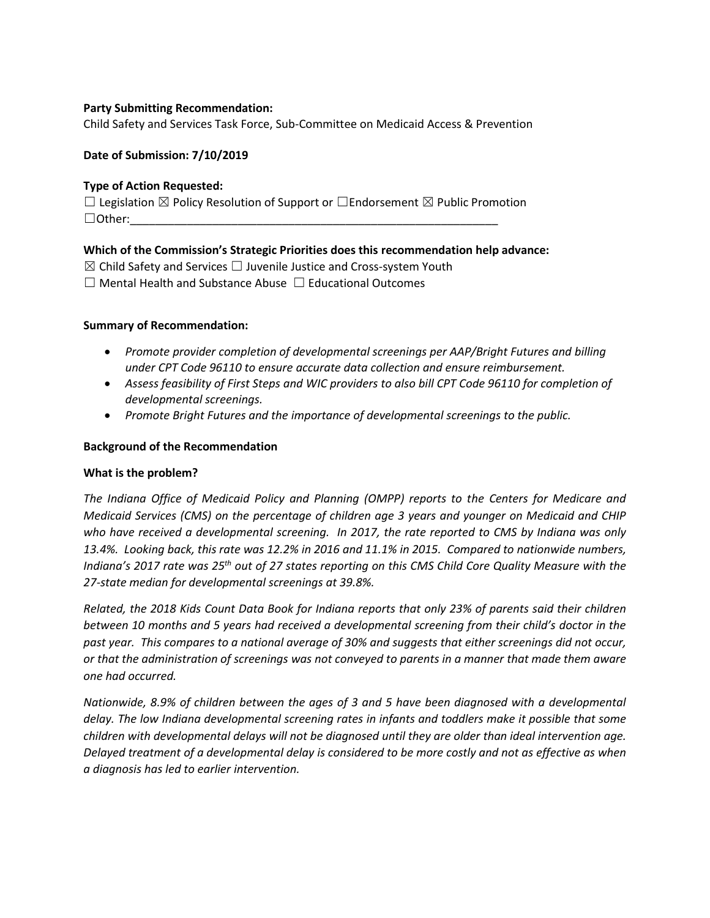**Party Submitting Recommendation:**
Child Safety and Services Task Force, Sub-Committee on Medicaid Access & Prevention

**Date of Submission: 7/10/2019**

**Type of Action Requested:**
☐ Legislation ☒ Policy Resolution of Support or ☐Endorsement ☒ Public Promotion
☐Other:____________________________________________________________

**Which of the Commission's Strategic Priorities does this recommendation help advance:**
☒ Child Safety and Services ☐ Juvenile Justice and Cross-system Youth
☐ Mental Health and Substance Abuse ☐ Educational Outcomes

**Summary of Recommendation:**

- *Promote provider completion of developmental screenings per AAP/Bright Futures and billing under CPT Code 96110 to ensure accurate data collection and ensure reimbursement.*
- *Assess feasibility of First Steps and WIC providers to also bill CPT Code 96110 for completion of developmental screenings.*
- *Promote Bright Futures and the importance of developmental screenings to the public.*

**Background of the Recommendation**

**What is the problem?**

*The Indiana Office of Medicaid Policy and Planning (OMPP) reports to the Centers for Medicare and Medicaid Services (CMS) on the percentage of children age 3 years and younger on Medicaid and CHIP who have received a developmental screening. In 2017, the rate reported to CMS by Indiana was only 13.4%. Looking back, this rate was 12.2% in 2016 and 11.1% in 2015. Compared to nationwide numbers, Indiana's 2017 rate was 25th out of 27 states reporting on this CMS Child Core Quality Measure with the 27-state median for developmental screenings at 39.8%.*

*Related, the 2018 Kids Count Data Book for Indiana reports that only 23% of parents said their children between 10 months and 5 years had received a developmental screening from their child's doctor in the past year. This compares to a national average of 30% and suggests that either screenings did not occur, or that the administration of screenings was not conveyed to parents in a manner that made them aware one had occurred.*

*Nationwide, 8.9% of children between the ages of 3 and 5 have been diagnosed with a developmental delay. The low Indiana developmental screening rates in infants and toddlers make it possible that some children with developmental delays will not be diagnosed until they are older than ideal intervention age. Delayed treatment of a developmental delay is considered to be more costly and not as effective as when a diagnosis has led to earlier intervention.*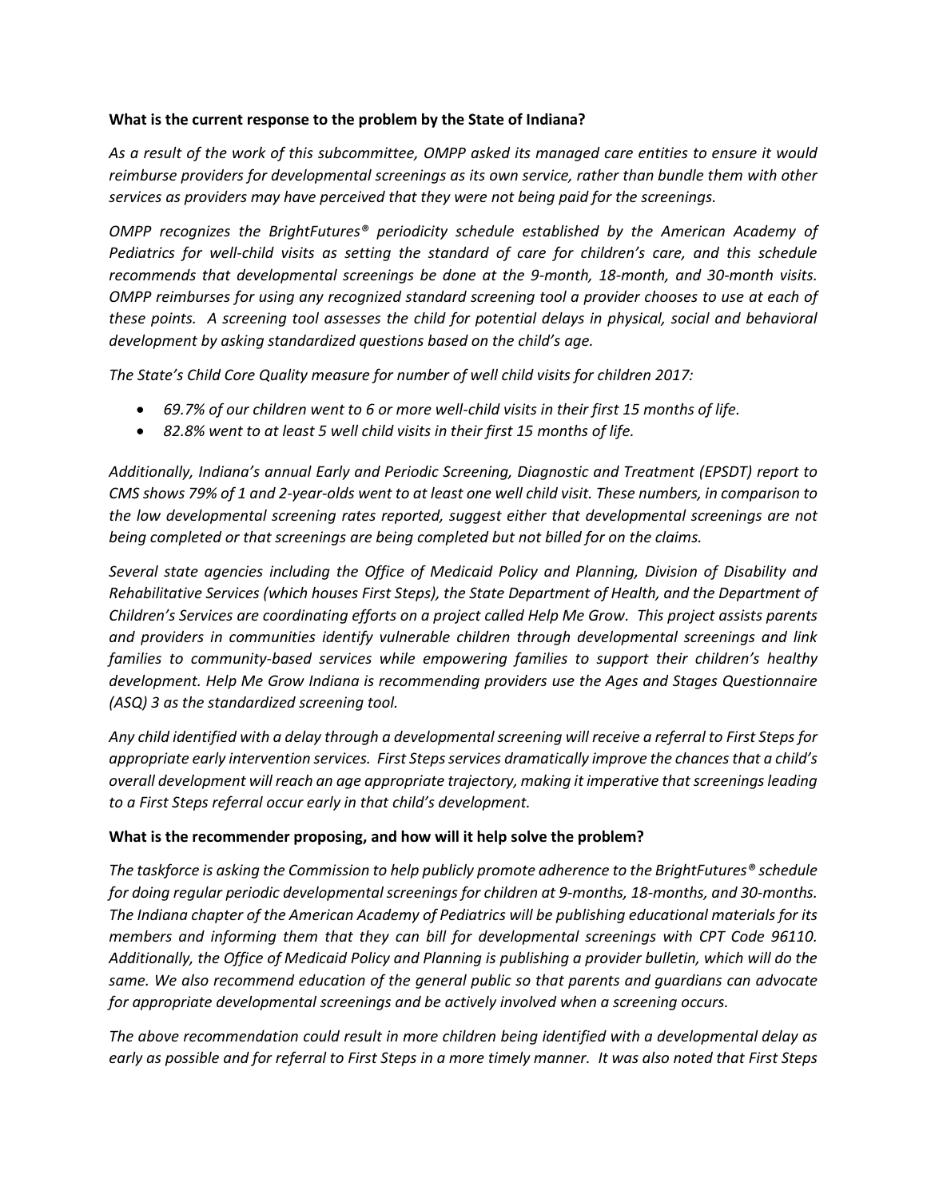**What is the current response to the problem by the State of Indiana?**

*As a result of the work of this subcommittee, OMPP asked its managed care entities to ensure it would reimburse providers for developmental screenings as its own service, rather than bundle them with other services as providers may have perceived that they were not being paid for the screenings.*

*OMPP recognizes the BrightFutures® periodicity schedule established by the American Academy of Pediatrics for well-child visits as setting the standard of care for children's care, and this schedule recommends that developmental screenings be done at the 9-month, 18-month, and 30-month visits. OMPP reimburses for using any recognized standard screening tool a provider chooses to use at each of these points. A screening tool assesses the child for potential delays in physical, social and behavioral development by asking standardized questions based on the child's age.*

*The State's Child Core Quality measure for number of well child visits for children 2017:*

- *69.7% of our children went to 6 or more well-child visits in their first 15 months of life.*
- *82.8% went to at least 5 well child visits in their first 15 months of life.*

*Additionally, Indiana's annual Early and Periodic Screening, Diagnostic and Treatment (EPSDT) report to CMS shows 79% of 1 and 2-year-olds went to at least one well child visit. These numbers, in comparison to the low developmental screening rates reported, suggest either that developmental screenings are not being completed or that screenings are being completed but not billed for on the claims.*

*Several state agencies including the Office of Medicaid Policy and Planning, Division of Disability and Rehabilitative Services (which houses First Steps), the State Department of Health, and the Department of Children's Services are coordinating efforts on a project called Help Me Grow. This project assists parents and providers in communities identify vulnerable children through developmental screenings and link families to community-based services while empowering families to support their children's healthy development. Help Me Grow Indiana is recommending providers use the Ages and Stages Questionnaire (ASQ) 3 as the standardized screening tool.*

*Any child identified with a delay through a developmental screening will receive a referral to First Steps for appropriate early intervention services. First Steps services dramatically improve the chances that a child's overall development will reach an age appropriate trajectory, making it imperative that screenings leading to a First Steps referral occur early in that child's development.*

**What is the recommender proposing, and how will it help solve the problem?**

*The taskforce is asking the Commission to help publicly promote adherence to the BrightFutures® schedule for doing regular periodic developmental screenings for children at 9-months, 18-months, and 30-months. The Indiana chapter of the American Academy of Pediatrics will be publishing educational materials for its members and informing them that they can bill for developmental screenings with CPT Code 96110. Additionally, the Office of Medicaid Policy and Planning is publishing a provider bulletin, which will do the same. We also recommend education of the general public so that parents and guardians can advocate for appropriate developmental screenings and be actively involved when a screening occurs.*

*The above recommendation could result in more children being identified with a developmental delay as early as possible and for referral to First Steps in a more timely manner. It was also noted that First Steps*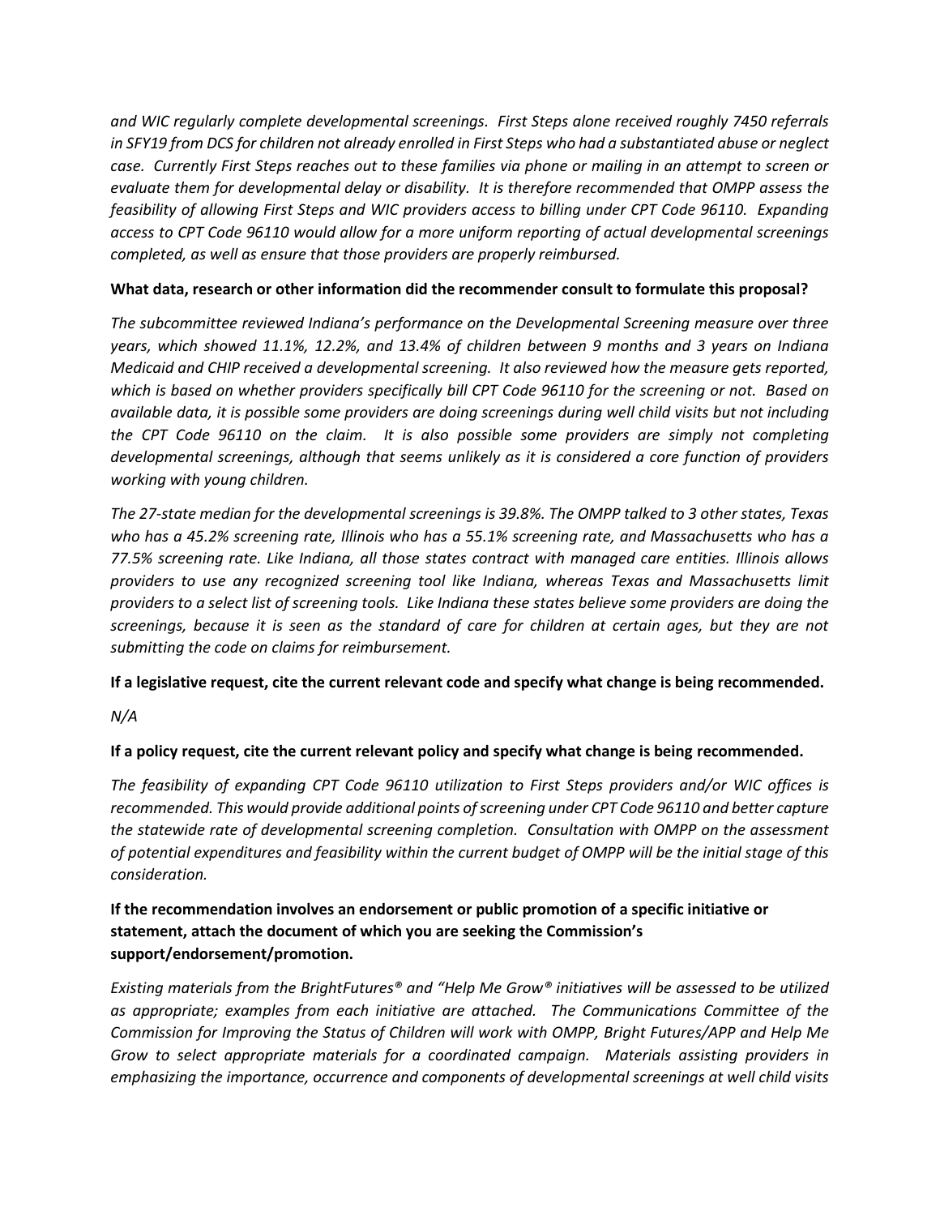*and WIC regularly complete developmental screenings. First Steps alone received roughly 7450 referrals in SFY19 from DCS for children not already enrolled in First Steps who had a substantiated abuse or neglect case. Currently First Steps reaches out to these families via phone or mailing in an attempt to screen or evaluate them for developmental delay or disability. It is therefore recommended that OMPP assess the feasibility of allowing First Steps and WIC providers access to billing under CPT Code 96110. Expanding access to CPT Code 96110 would allow for a more uniform reporting of actual developmental screenings completed, as well as ensure that those providers are properly reimbursed.*

**What data, research or other information did the recommender consult to formulate this proposal?**

*The subcommittee reviewed Indiana's performance on the Developmental Screening measure over three years, which showed 11.1%, 12.2%, and 13.4% of children between 9 months and 3 years on Indiana Medicaid and CHIP received a developmental screening. It also reviewed how the measure gets reported, which is based on whether providers specifically bill CPT Code 96110 for the screening or not. Based on available data, it is possible some providers are doing screenings during well child visits but not including the CPT Code 96110 on the claim. It is also possible some providers are simply not completing developmental screenings, although that seems unlikely as it is considered a core function of providers working with young children.*

*The 27-state median for the developmental screenings is 39.8%. The OMPP talked to 3 other states, Texas who has a 45.2% screening rate, Illinois who has a 55.1% screening rate, and Massachusetts who has a 77.5% screening rate. Like Indiana, all those states contract with managed care entities. Illinois allows providers to use any recognized screening tool like Indiana, whereas Texas and Massachusetts limit providers to a select list of screening tools. Like Indiana these states believe some providers are doing the screenings, because it is seen as the standard of care for children at certain ages, but they are not submitting the code on claims for reimbursement.*

**If a legislative request, cite the current relevant code and specify what change is being recommended.**

*N/A*

**If a policy request, cite the current relevant policy and specify what change is being recommended.**

*The feasibility of expanding CPT Code 96110 utilization to First Steps providers and/or WIC offices is recommended. This would provide additional points of screening under CPT Code 96110 and better capture the statewide rate of developmental screening completion. Consultation with OMPP on the assessment of potential expenditures and feasibility within the current budget of OMPP will be the initial stage of this consideration.*

**If the recommendation involves an endorsement or public promotion of a specific initiative or statement, attach the document of which you are seeking the Commission's support/endorsement/promotion.**

*Existing materials from the BrightFutures® and "Help Me Grow® initiatives will be assessed to be utilized as appropriate; examples from each initiative are attached. The Communications Committee of the Commission for Improving the Status of Children will work with OMPP, Bright Futures/APP and Help Me Grow to select appropriate materials for a coordinated campaign. Materials assisting providers in emphasizing the importance, occurrence and components of developmental screenings at well child visits*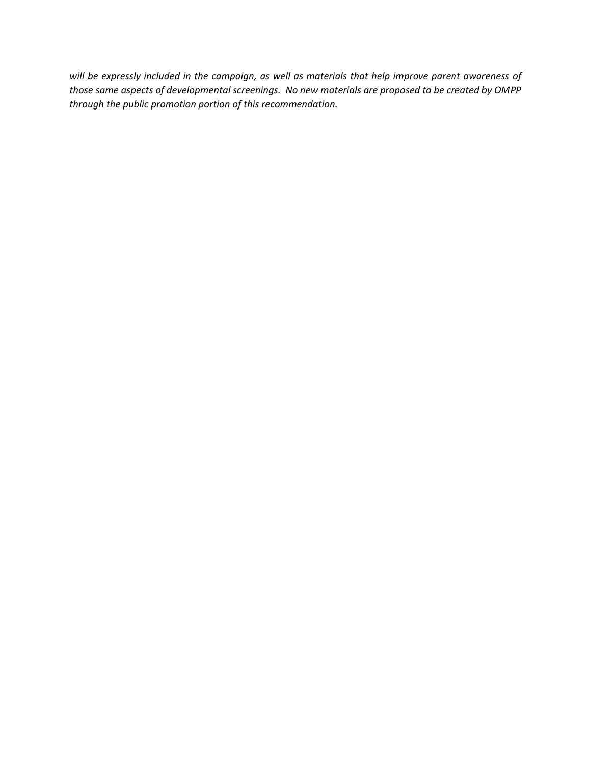*will be expressly included in the campaign, as well as materials that help improve parent awareness of those same aspects of developmental screenings. No new materials are proposed to be created by OMPP through the public promotion portion of this recommendation.*